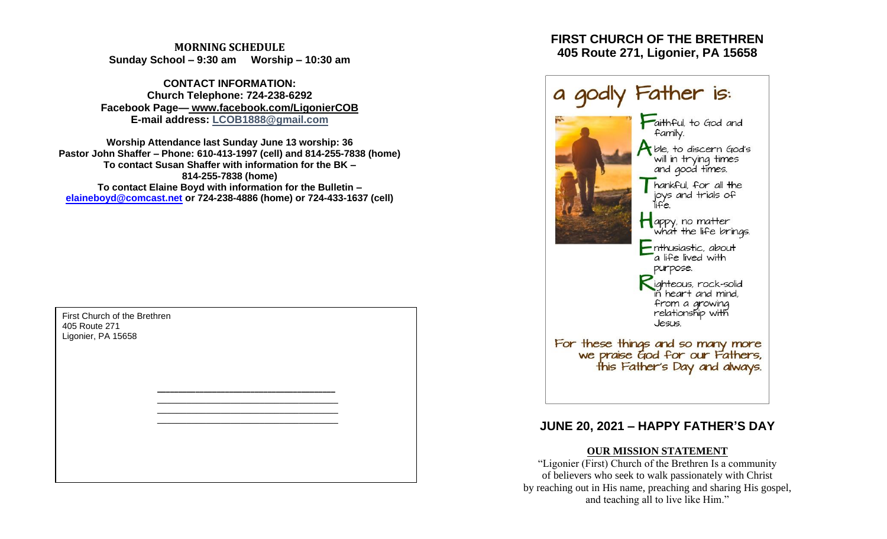**MORNING SCHEDULE**
**Sunday School – 9:30 am Worship – 10:30 am**

**CONTACT INFORMATION:**
**Church Telephone: 724-238-6292**
**Facebook Page— www.facebook.com/LigonierCOB**
**E-mail address: LCOB1888@gmail.com**

**Worship Attendance last Sunday June 13 worship: 36**
**Pastor John Shaffer – Phone: 610-413-1997 (cell) and 814-255-7838 (home)**
**To contact Susan Shaffer with information for the BK – 814-255-7838 (home)**
**To contact Elaine Boyd with information for the Bulletin – elaineboyd@comcast.net or 724-238-4886 (home) or 724-433-1637 (cell)**

First Church of the Brethren
405 Route 271
Ligonier, PA 15658

# FIRST CHURCH OF THE BRETHREN
## 405 Route 271, Ligonier, PA 15658

a godly Father is:

**F**aithful, to God and family.
**A**ble, to discern God's will in trying times and good times.
**T**hankful, for all the joys and trials of life.
**H**appy, no matter what the life brings.
**E**nthusiastic, about a life lived with purpose.
**R**ighteous, rock-solid in heart and mind, from a growing relationship with Jesus.

For these things and so many more we praise God for our Fathers, this Father's Day and always.

## JUNE 20, 2021 – HAPPY FATHER'S DAY

**OUR MISSION STATEMENT**

"Ligonier (First) Church of the Brethren Is a community of believers who seek to walk passionately with Christ by reaching out in His name, preaching and sharing His gospel, and teaching all to live like Him."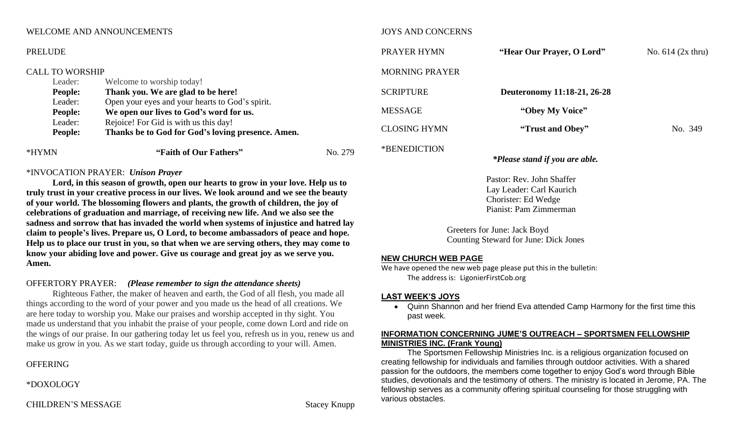WELCOME AND ANNOUNCEMENTS

PRELUDE

CALL TO WORSHIP

| | |
|---|---|
| Leader: | Welcome to worship today! |
| **People:** | **Thank you. We are glad to be here!** |
| Leader: | Open your eyes and your hearts to God's spirit. |
| **People:** | **We open our lives to God's word for us.** |
| Leader: | Rejoice! For Gid is with us this day! |
| **People:** | **Thanks be to God for God's loving presence. Amen.** |

*HYMN **"Faith of Our Fathers"** No. 279

*INVOCATION PRAYER: ***Unison Prayer***

**Lord, in this season of growth, open our hearts to grow in your love. Help us to truly trust in your creative process in our lives. We look around and we see the beauty of your world. The blossoming flowers and plants, the growth of children, the joy of celebrations of graduation and marriage, of receiving new life. And we also see the sadness and sorrow that has invaded the world when systems of injustice and hatred lay claim to people's lives. Prepare us, O Lord, to become ambassadors of peace and hope. Help us to place our trust in you, so that when we are serving others, they may come to know your abiding love and power. Give us courage and great joy as we serve you. Amen.**

OFFERTORY PRAYER: ***(Please remember to sign the attendance sheets)***

Righteous Father, the maker of heaven and earth, the God of all flesh, you made all things according to the word of your power and you made us the head of all creations. We are here today to worship you. Make our praises and worship accepted in thy sight. You made us understand that you inhabit the praise of your people, come down Lord and ride on the wings of our praise. In our gathering today let us feel you, refresh us in you, renew us and make us grow in you. As we start today, guide us through according to your will. Amen.

OFFERING

*DOXOLOGY

CHILDREN'S MESSAGE Stacey Knupp

JOYS AND CONCERNS

PRAYER HYMN **"Hear Our Prayer, O Lord"** No. 614 (2x thru)

MORNING PRAYER

SCRIPTURE **Deuteronomy 11:18-21, 26-28**

MESSAGE **"Obey My Voice"**

CLOSING HYMN **"Trust and Obey"** No. 349

*BENEDICTION

***Please stand if you are able.***

Pastor: Rev. John Shaffer
Lay Leader: Carl Kaurich
Chorister: Ed Wedge
Pianist: Pam Zimmerman

Greeters for June: Jack Boyd
Counting Steward for June: Dick Jones

**NEW CHURCH WEB PAGE**

We have opened the new web page please put this in the bulletin:
The address is: LigonierFirstCob.org

**LAST WEEK'S JOYS**

- Quinn Shannon and her friend Eva attended Camp Harmony for the first time this past week.

**INFORMATION CONCERNING JUME'S OUTREACH – SPORTSMEN FELLOWSHIP MINISTRIES INC. (Frank Young)**

The Sportsmen Fellowship Ministries Inc. is a religious organization focused on creating fellowship for individuals and families through outdoor activities. With a shared passion for the outdoors, the members come together to enjoy God's word through Bible studies, devotionals and the testimony of others. The ministry is located in Jerome, PA. The fellowship serves as a community offering spiritual counseling for those struggling with various obstacles.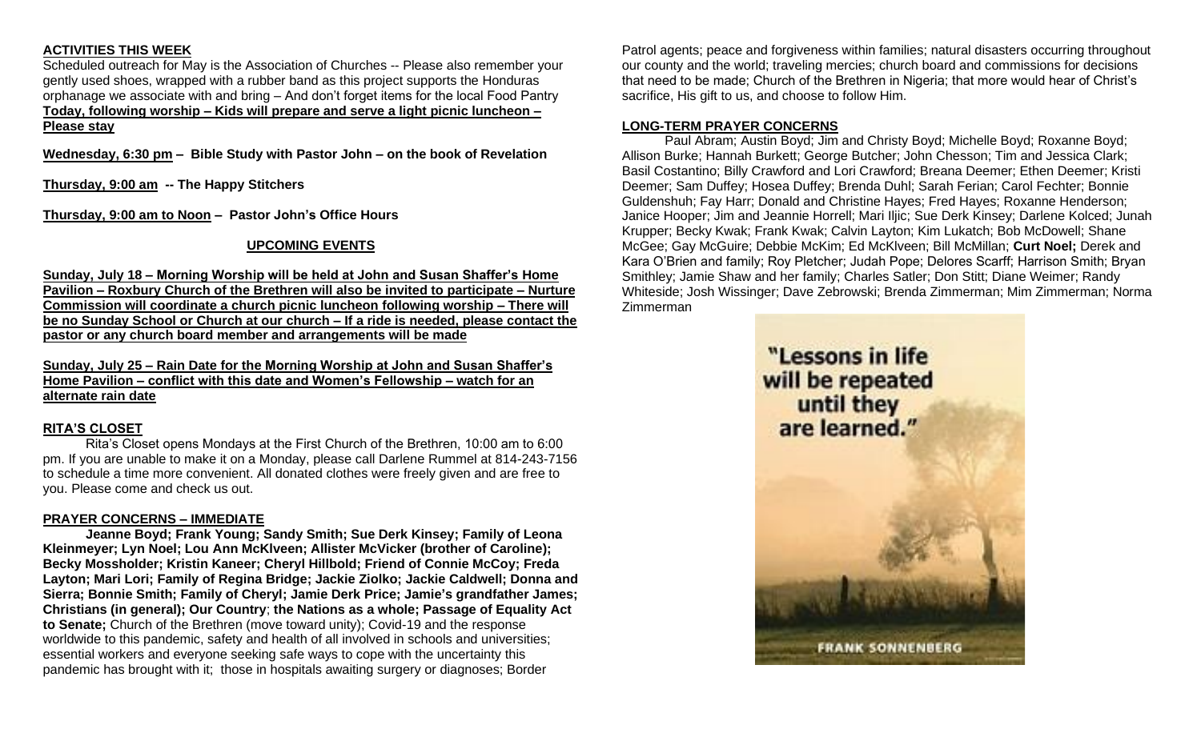**ACTIVITIES THIS WEEK**

Scheduled outreach for May is the Association of Churches -- Please also remember your gently used shoes, wrapped with a rubber band as this project supports the Honduras orphanage we associate with and bring – And don't forget items for the local Food Pantry

**Today, following worship – Kids will prepare and serve a light picnic luncheon – Please stay**

**Wednesday, 6:30 pm – Bible Study with Pastor John – on the book of Revelation**

**Thursday, 9:00 am -- The Happy Stitchers**

**Thursday, 9:00 am to Noon – Pastor John's Office Hours**

**UPCOMING EVENTS**

**Sunday, July 18 – Morning Worship will be held at John and Susan Shaffer's Home Pavilion – Roxbury Church of the Brethren will also be invited to participate – Nurture Commission will coordinate a church picnic luncheon following worship – There will be no Sunday School or Church at our church – If a ride is needed, please contact the pastor or any church board member and arrangements will be made**

**Sunday, July 25 – Rain Date for the Morning Worship at John and Susan Shaffer's Home Pavilion – conflict with this date and Women's Fellowship – watch for an alternate rain date**

**RITA'S CLOSET**

Rita's Closet opens Mondays at the First Church of the Brethren, 10:00 am to 6:00 pm. If you are unable to make it on a Monday, please call Darlene Rummel at 814-243-7156 to schedule a time more convenient. All donated clothes were freely given and are free to you. Please come and check us out.

**PRAYER CONCERNS – IMMEDIATE**

**Jeanne Boyd; Frank Young; Sandy Smith; Sue Derk Kinsey; Family of Leona Kleinmeyer; Lyn Noel; Lou Ann McKlveen; Allister McVicker (brother of Caroline); Becky Mossholder; Kristin Kaneer; Cheryl Hillbold; Friend of Connie McCoy; Freda Layton; Mari Lori; Family of Regina Bridge; Jackie Ziolko; Jackie Caldwell; Donna and Sierra; Bonnie Smith; Family of Cheryl; Jamie Derk Price; Jamie's grandfather James; Christians (in general); Our Country**; **the Nations as a whole; Passage of Equality Act to Senate;** Church of the Brethren (move toward unity); Covid-19 and the response worldwide to this pandemic, safety and health of all involved in schools and universities; essential workers and everyone seeking safe ways to cope with the uncertainty this pandemic has brought with it; those in hospitals awaiting surgery or diagnoses; Border Patrol agents; peace and forgiveness within families; natural disasters occurring throughout our county and the world; traveling mercies; church board and commissions for decisions that need to be made; Church of the Brethren in Nigeria; that more would hear of Christ's sacrifice, His gift to us, and choose to follow Him.

**LONG-TERM PRAYER CONCERNS**

Paul Abram; Austin Boyd; Jim and Christy Boyd; Michelle Boyd; Roxanne Boyd; Allison Burke; Hannah Burkett; George Butcher; John Chesson; Tim and Jessica Clark; Basil Costantino; Billy Crawford and Lori Crawford; Breana Deemer; Ethen Deemer; Kristi Deemer; Sam Duffey; Hosea Duffey; Brenda Duhl; Sarah Ferian; Carol Fechter; Bonnie Guldenshuh; Fay Harr; Donald and Christine Hayes; Fred Hayes; Roxanne Henderson; Janice Hooper; Jim and Jeannie Horrell; Mari Iljic; Sue Derk Kinsey; Darlene Kolced; Junah Krupper; Becky Kwak; Frank Kwak; Calvin Layton; Kim Lukatch; Bob McDowell; Shane McGee; Gay McGuire; Debbie McKim; Ed McKlveen; Bill McMillan; **Curt Noel;** Derek and Kara O'Brien and family; Roy Pletcher; Judah Pope; Delores Scarff; Harrison Smith; Bryan Smithley; Jamie Shaw and her family; Charles Satler; Don Stitt; Diane Weimer; Randy Whiteside; Josh Wissinger; Dave Zebrowski; Brenda Zimmerman; Mim Zimmerman; Norma Zimmerman

"Lessons in life will be repeated until they are learned."

FRANK SONNENBERG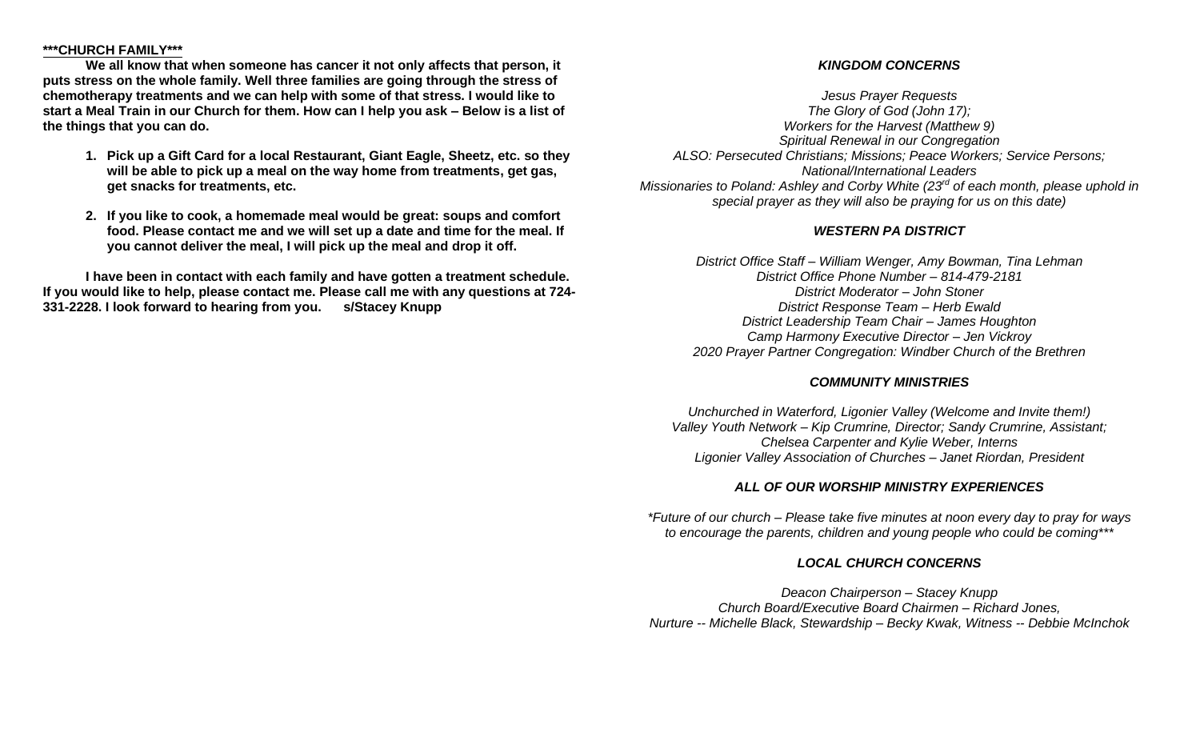**\*\*\*CHURCH FAMILY\*\*\***

**We all know that when someone has cancer it not only affects that person, it puts stress on the whole family. Well three families are going through the stress of chemotherapy treatments and we can help with some of that stress. I would like to start a Meal Train in our Church for them. How can I help you ask – Below is a list of the things that you can do.**

1. **Pick up a Gift Card for a local Restaurant, Giant Eagle, Sheetz, etc. so they will be able to pick up a meal on the way home from treatments, get gas, get snacks for treatments, etc.**

2. **If you like to cook, a homemade meal would be great: soups and comfort food. Please contact me and we will set up a date and time for the meal. If you cannot deliver the meal, I will pick up the meal and drop it off.**

**I have been in contact with each family and have gotten a treatment schedule. If you would like to help, please contact me. Please call me with any questions at 724-331-2228. I look forward to hearing from you. s/Stacey Knupp**

***KINGDOM CONCERNS***

*Jesus Prayer Requests*
*The Glory of God (John 17);*
*Workers for the Harvest (Matthew 9)*
*Spiritual Renewal in our Congregation*
*ALSO: Persecuted Christians; Missions; Peace Workers; Service Persons; National/International Leaders*
*Missionaries to Poland: Ashley and Corby White (23rd of each month, please uphold in special prayer as they will also be praying for us on this date)*

***WESTERN PA DISTRICT***

*District Office Staff – William Wenger, Amy Bowman, Tina Lehman*
*District Office Phone Number – 814-479-2181*
*District Moderator – John Stoner*
*District Response Team – Herb Ewald*
*District Leadership Team Chair – James Houghton*
*Camp Harmony Executive Director – Jen Vickroy*
*2020 Prayer Partner Congregation: Windber Church of the Brethren*

***COMMUNITY MINISTRIES***

*Unchurched in Waterford, Ligonier Valley (Welcome and Invite them!)*
*Valley Youth Network – Kip Crumrine, Director; Sandy Crumrine, Assistant; Chelsea Carpenter and Kylie Weber, Interns*
*Ligonier Valley Association of Churches – Janet Riordan, President*

***ALL OF OUR WORSHIP MINISTRY EXPERIENCES***

*\*Future of our church – Please take five minutes at noon every day to pray for ways to encourage the parents, children and young people who could be coming\*\*\**

***LOCAL CHURCH CONCERNS***

*Deacon Chairperson – Stacey Knupp*
*Church Board/Executive Board Chairmen – Richard Jones,*
*Nurture -- Michelle Black, Stewardship – Becky Kwak, Witness -- Debbie McInchok*